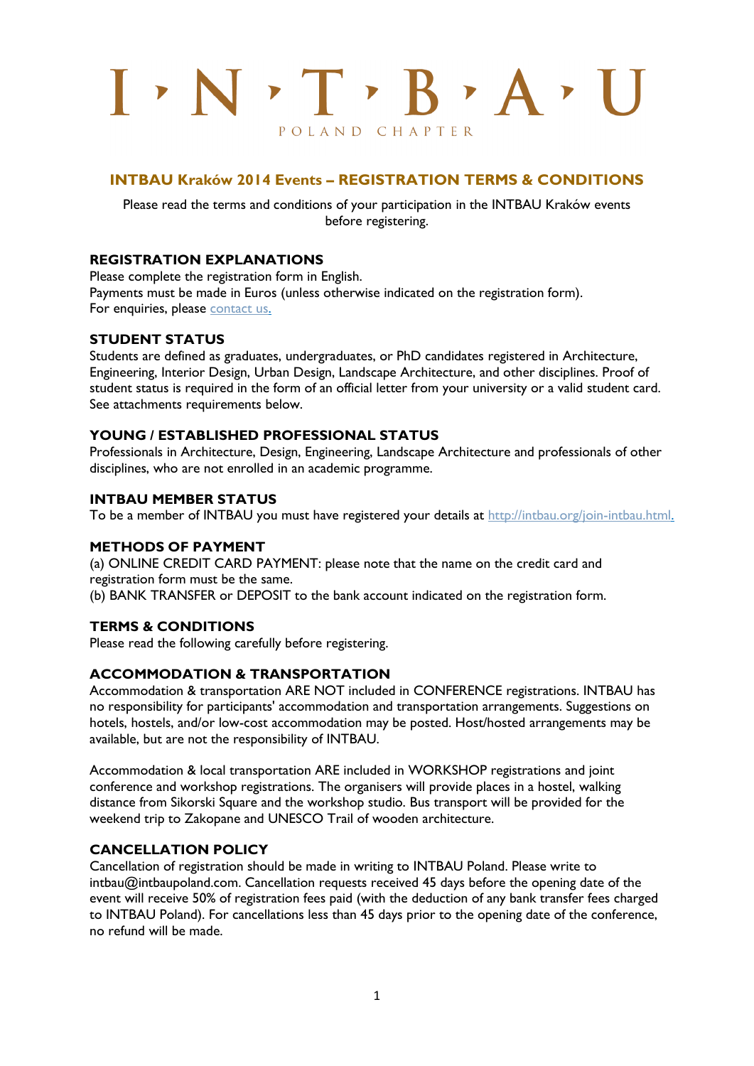# I · N · T · B · A · U

POLAND CHAPTER

## INTBAU Kraków 2014 Events – REGISTRATION TERMS & CONDITIONS

Please read the terms and conditions of your participation in the INTBAU Kraków events before registering.

### REGISTRATION EXPLANATIONS

Please complete the registration form in English.
Payments must be made in Euros (unless otherwise indicated on the registration form).
For enquiries, please contact us.

### STUDENT STATUS

Students are defined as graduates, undergraduates, or PhD candidates registered in Architecture, Engineering, Interior Design, Urban Design, Landscape Architecture, and other disciplines. Proof of student status is required in the form of an official letter from your university or a valid student card. See attachments requirements below.

### YOUNG / ESTABLISHED PROFESSIONAL STATUS

Professionals in Architecture, Design, Engineering, Landscape Architecture and professionals of other disciplines, who are not enrolled in an academic programme.

### INTBAU MEMBER STATUS

To be a member of INTBAU you must have registered your details at http://intbau.org/join-intbau.html.

### METHODS OF PAYMENT

(a) ONLINE CREDIT CARD PAYMENT: please note that the name on the credit card and registration form must be the same.
(b) BANK TRANSFER or DEPOSIT to the bank account indicated on the registration form.

### TERMS & CONDITIONS

Please read the following carefully before registering.

### ACCOMMODATION & TRANSPORTATION

Accommodation & transportation ARE NOT included in CONFERENCE registrations. INTBAU has no responsibility for participants' accommodation and transportation arrangements. Suggestions on hotels, hostels, and/or low-cost accommodation may be posted. Host/hosted arrangements may be available, but are not the responsibility of INTBAU.

Accommodation & local transportation ARE included in WORKSHOP registrations and joint conference and workshop registrations. The organisers will provide places in a hostel, walking distance from Sikorski Square and the workshop studio. Bus transport will be provided for the weekend trip to Zakopane and UNESCO Trail of wooden architecture.

### CANCELLATION POLICY

Cancellation of registration should be made in writing to INTBAU Poland. Please write to intbau@intbaupoland.com. Cancellation requests received 45 days before the opening date of the event will receive 50% of registration fees paid (with the deduction of any bank transfer fees charged to INTBAU Poland). For cancellations less than 45 days prior to the opening date of the conference, no refund will be made.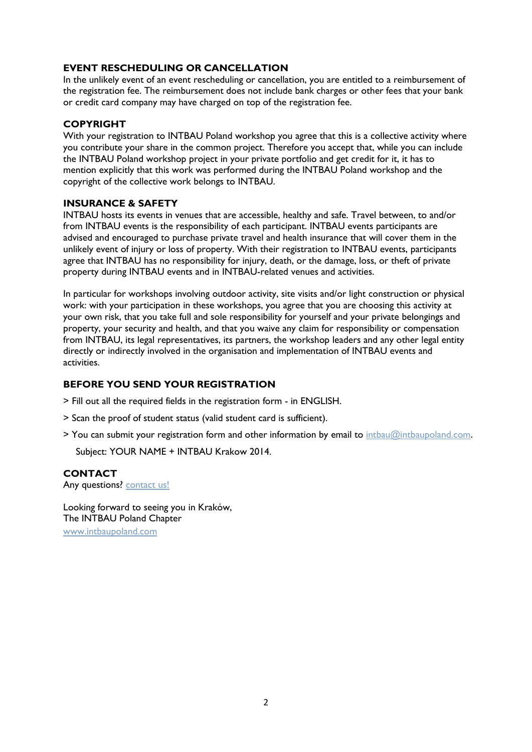## EVENT RESCHEDULING OR CANCELLATION

In the unlikely event of an event rescheduling or cancellation, you are entitled to a reimbursement of the registration fee. The reimbursement does not include bank charges or other fees that your bank or credit card company may have charged on top of the registration fee.

## COPYRIGHT

With your registration to INTBAU Poland workshop you agree that this is a collective activity where you contribute your share in the common project. Therefore you accept that, while you can include the INTBAU Poland workshop project in your private portfolio and get credit for it, it has to mention explicitly that this work was performed during the INTBAU Poland workshop and the copyright of the collective work belongs to INTBAU.

## INSURANCE & SAFETY

INTBAU hosts its events in venues that are accessible, healthy and safe. Travel between, to and/or from INTBAU events is the responsibility of each participant. INTBAU events participants are advised and encouraged to purchase private travel and health insurance that will cover them in the unlikely event of injury or loss of property. With their registration to INTBAU events, participants agree that INTBAU has no responsibility for injury, death, or the damage, loss, or theft of private property during INTBAU events and in INTBAU-related venues and activities.

In particular for workshops involving outdoor activity, site visits and/or light construction or physical work: with your participation in these workshops, you agree that you are choosing this activity at your own risk, that you take full and sole responsibility for yourself and your private belongings and property, your security and health, and that you waive any claim for responsibility or compensation from INTBAU, its legal representatives, its partners, the workshop leaders and any other legal entity directly or indirectly involved in the organisation and implementation of INTBAU events and activities.

## BEFORE YOU SEND YOUR REGISTRATION

> Fill out all the required fields in the registration form - in ENGLISH.

> Scan the proof of student status (valid student card is sufficient).

> You can submit your registration form and other information by email to intbau@intbaupoland.com.

Subject: YOUR NAME + INTBAU Krakow 2014.

## CONTACT

Any questions? contact us!

Looking forward to seeing you in Kraków,
The INTBAU Poland Chapter
www.intbaupoland.com